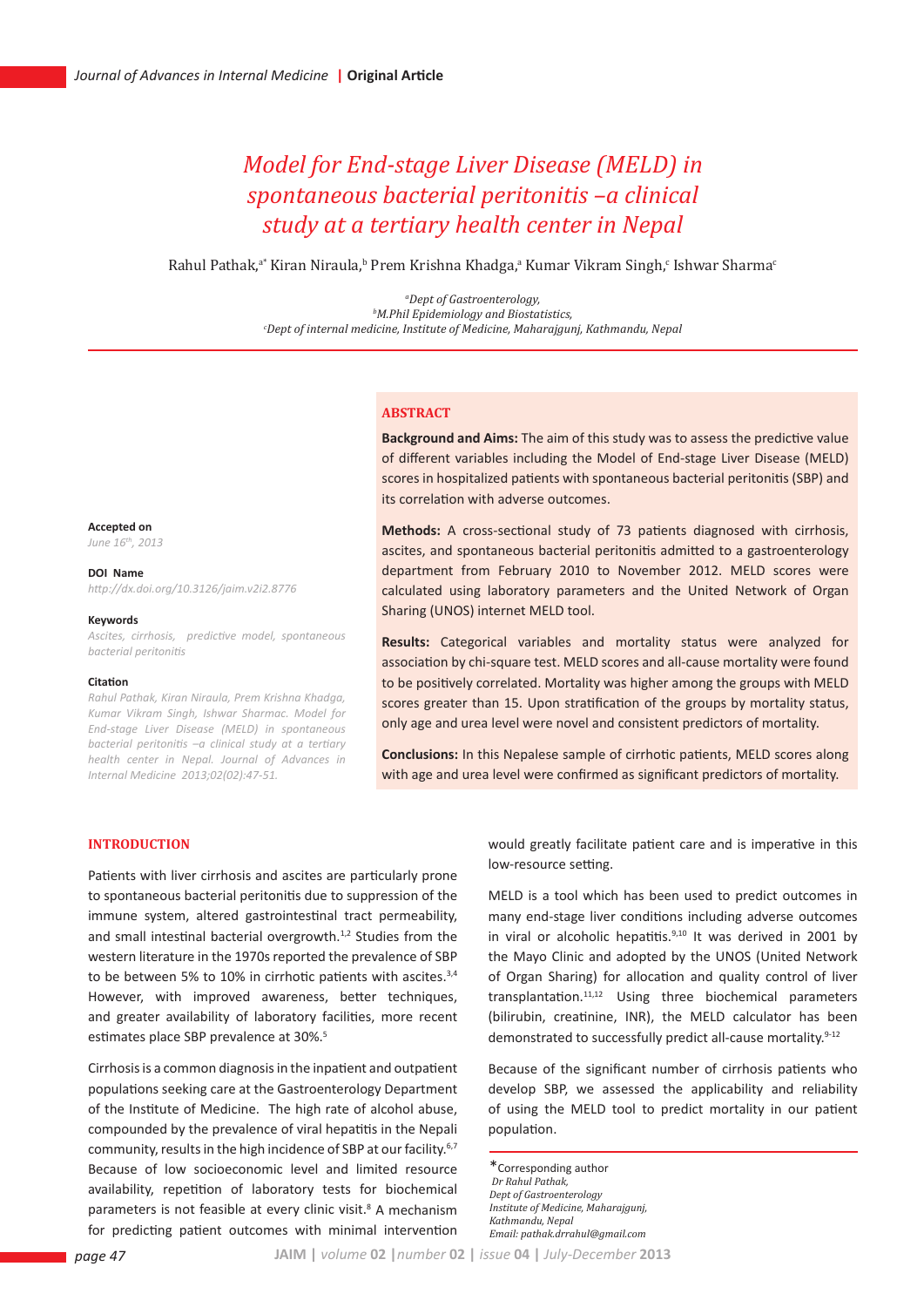# Model for End-stage Liver Disease (MELD) in spontaneous bacterial peritonitis –a clinical study at a tertiary health center in Nepal

Rahul Pathak,[a*] Kiran Niraula,[b] Prem Krishna Khadga,[a] Kumar Vikram Singh,[c] Ishwar Sharma[c]

*[a]Dept of Gastroenterology,*
*[b]M.Phil Epidemiology and Biostatistics,*
*[c]Dept of internal medicine, Institute of Medicine, Maharajgunj, Kathmandu, Nepal*

**Accepted on**
*June 16th, 2013*

**DOI Name**
*http://dx.doi.org/10.3126/jaim.v2i2.8776*

**Keywords**
*Ascites, cirrhosis, predictive model, spontaneous bacterial peritonitis*

**Citation**
*Rahul Pathak, Kiran Niraula, Prem Krishna Khadga, Kumar Vikram Singh, Ishwar Sharmac. Model for End-stage Liver Disease (MELD) in spontaneous bacterial peritonitis –a clinical study at a tertiary health center in Nepal. Journal of Advances in Internal Medicine 2013;02(02):47-51.*

## ABSTRACT

**Background and Aims:** The aim of this study was to assess the predictive value of different variables including the Model of End-stage Liver Disease (MELD) scores in hospitalized patients with spontaneous bacterial peritonitis (SBP) and its correlation with adverse outcomes.

**Methods:** A cross-sectional study of 73 patients diagnosed with cirrhosis, ascites, and spontaneous bacterial peritonitis admitted to a gastroenterology department from February 2010 to November 2012. MELD scores were calculated using laboratory parameters and the United Network of Organ Sharing (UNOS) internet MELD tool.

**Results:** Categorical variables and mortality status were analyzed for association by chi-square test. MELD scores and all-cause mortality were found to be positively correlated. Mortality was higher among the groups with MELD scores greater than 15. Upon stratification of the groups by mortality status, only age and urea level were novel and consistent predictors of mortality.

**Conclusions:** In this Nepalese sample of cirrhotic patients, MELD scores along with age and urea level were confirmed as significant predictors of mortality.

## INTRODUCTION

Patients with liver cirrhosis and ascites are particularly prone to spontaneous bacterial peritonitis due to suppression of the immune system, altered gastrointestinal tract permeability, and small intestinal bacterial overgrowth.[1,2] Studies from the western literature in the 1970s reported the prevalence of SBP to be between 5% to 10% in cirrhotic patients with ascites.[3,4] However, with improved awareness, better techniques, and greater availability of laboratory facilities, more recent estimates place SBP prevalence at 30%.[5]

Cirrhosis is a common diagnosis in the inpatient and outpatient populations seeking care at the Gastroenterology Department of the Institute of Medicine. The high rate of alcohol abuse, compounded by the prevalence of viral hepatitis in the Nepali community, results in the high incidence of SBP at our facility.[6,7] Because of low socioeconomic level and limited resource availability, repetition of laboratory tests for biochemical parameters is not feasible at every clinic visit.[8] A mechanism for predicting patient outcomes with minimal intervention would greatly facilitate patient care and is imperative in this low-resource setting.

MELD is a tool which has been used to predict outcomes in many end-stage liver conditions including adverse outcomes in viral or alcoholic hepatitis.[9,10] It was derived in 2001 by the Mayo Clinic and adopted by the UNOS (United Network of Organ Sharing) for allocation and quality control of liver transplantation.[11,12] Using three biochemical parameters (bilirubin, creatinine, INR), the MELD calculator has been demonstrated to successfully predict all-cause mortality.[9-12]

Because of the significant number of cirrhosis patients who develop SBP, we assessed the applicability and reliability of using the MELD tool to predict mortality in our patient population.

*Corresponding author
*Dr Rahul Pathak,*
*Dept of Gastroenterology*
*Institute of Medicine, Maharajgunj,*
*Kathmandu, Nepal*
*Email: pathak.drrahul@gmail.com*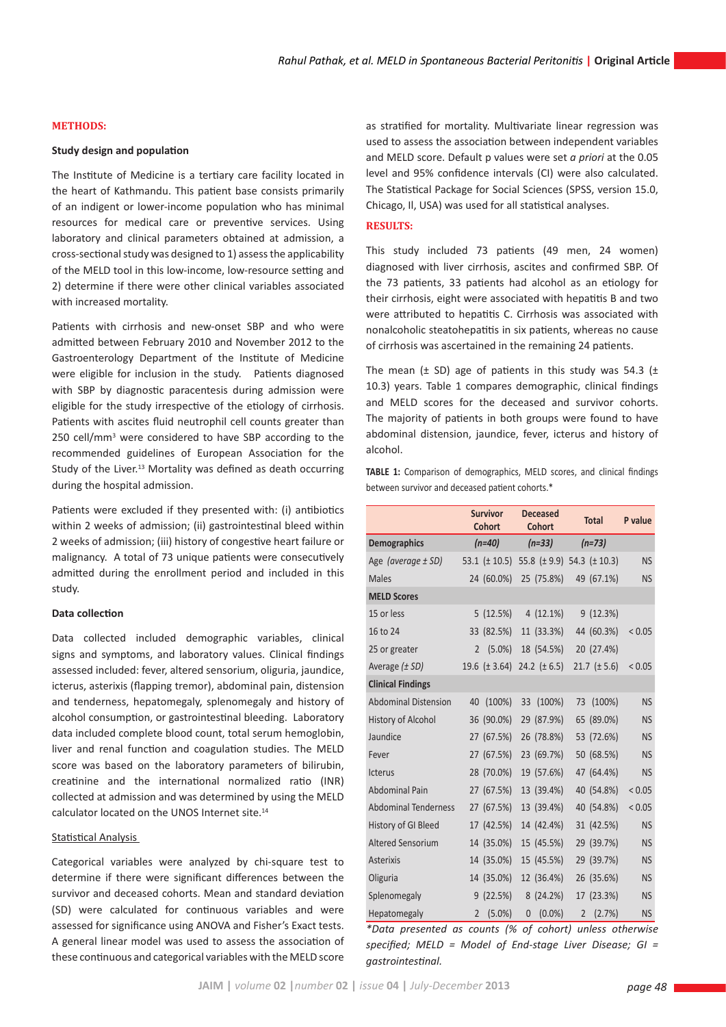## METHODS:

### Study design and population

The Institute of Medicine is a tertiary care facility located in the heart of Kathmandu. This patient base consists primarily of an indigent or lower-income population who has minimal resources for medical care or preventive services. Using laboratory and clinical parameters obtained at admission, a cross-sectional study was designed to 1) assess the applicability of the MELD tool in this low-income, low-resource setting and 2) determine if there were other clinical variables associated with increased mortality.

Patients with cirrhosis and new-onset SBP and who were admitted between February 2010 and November 2012 to the Gastroenterology Department of the Institute of Medicine were eligible for inclusion in the study. Patients diagnosed with SBP by diagnostic paracentesis during admission were eligible for the study irrespective of the etiology of cirrhosis. Patients with ascites fluid neutrophil cell counts greater than 250 cell/mm$^3$ were considered to have SBP according to the recommended guidelines of European Association for the Study of the Liver.[13] Mortality was defined as death occurring during the hospital admission.

Patients were excluded if they presented with: (i) antibiotics within 2 weeks of admission; (ii) gastrointestinal bleed within 2 weeks of admission; (iii) history of congestive heart failure or malignancy. A total of 73 unique patients were consecutively admitted during the enrollment period and included in this study.

### Data collection

Data collected included demographic variables, clinical signs and symptoms, and laboratory values. Clinical findings assessed included: fever, altered sensorium, oliguria, jaundice, icterus, asterixis (flapping tremor), abdominal pain, distension and tenderness, hepatomegaly, splenomegaly and history of alcohol consumption, or gastrointestinal bleeding. Laboratory data included complete blood count, total serum hemoglobin, liver and renal function and coagulation studies. The MELD score was based on the laboratory parameters of bilirubin, creatinine and the international normalized ratio (INR) collected at admission and was determined by using the MELD calculator located on the UNOS Internet site.[14]

### Statistical Analysis

Categorical variables were analyzed by chi-square test to determine if there were significant differences between the survivor and deceased cohorts. Mean and standard deviation (SD) were calculated for continuous variables and were assessed for significance using ANOVA and Fisher's Exact tests. A general linear model was used to assess the association of these continuous and categorical variables with the MELD score as stratified for mortality. Multivariate linear regression was used to assess the association between independent variables and MELD score. Default p values were set *a priori* at the 0.05 level and 95% confidence intervals (CI) were also calculated. The Statistical Package for Social Sciences (SPSS, version 15.0, Chicago, Il, USA) was used for all statistical analyses.

## RESULTS:

This study included 73 patients (49 men, 24 women) diagnosed with liver cirrhosis, ascites and confirmed SBP. Of the 73 patients, 33 patients had alcohol as an etiology for their cirrhosis, eight were associated with hepatitis B and two were attributed to hepatitis C. Cirrhosis was associated with nonalcoholic steatohepatitis in six patients, whereas no cause of cirrhosis was ascertained in the remaining 24 patients.

The mean (± SD) age of patients in this study was 54.3 (± 10.3) years. Table 1 compares demographic, clinical findings and MELD scores for the deceased and survivor cohorts. The majority of patients in both groups were found to have abdominal distension, jaundice, fever, icterus and history of alcohol.

**TABLE 1:** Comparison of demographics, MELD scores, and clinical findings between survivor and deceased patient cohorts.*

| | Survivor Cohort | Deceased Cohort | Total | P value |
|---|---|---|---|---|
| **Demographics** | *(n=40)* | *(n=33)* | *(n=73)* | |
| Age *(average ± SD)* | 53.1 (± 10.5) | 55.8 (± 9.9) | 54.3 (± 10.3) | NS |
| Males | 24 (60.0%) | 25 (75.8%) | 49 (67.1%) | NS |
| **MELD Scores** | | | | |
| 15 or less | 5 (12.5%) | 4 (12.1%) | 9 (12.3%) | |
| 16 to 24 | 33 (82.5%) | 11 (33.3%) | 44 (60.3%) | < 0.05 |
| 25 or greater | 2 (5.0%) | 18 (54.5%) | 20 (27.4%) | |
| Average *(± SD)* | 19.6 (± 3.64) | 24.2 (± 6.5) | 21.7 (± 5.6) | < 0.05 |
| **Clinical Findings** | | | | |
| Abdominal Distension | 40 (100%) | 33 (100%) | 73 (100%) | NS |
| History of Alcohol | 36 (90.0%) | 29 (87.9%) | 65 (89.0%) | NS |
| Jaundice | 27 (67.5%) | 26 (78.8%) | 53 (72.6%) | NS |
| Fever | 27 (67.5%) | 23 (69.7%) | 50 (68.5%) | NS |
| Icterus | 28 (70.0%) | 19 (57.6%) | 47 (64.4%) | NS |
| Abdominal Pain | 27 (67.5%) | 13 (39.4%) | 40 (54.8%) | < 0.05 |
| Abdominal Tenderness | 27 (67.5%) | 13 (39.4%) | 40 (54.8%) | < 0.05 |
| History of GI Bleed | 17 (42.5%) | 14 (42.4%) | 31 (42.5%) | NS |
| Altered Sensorium | 14 (35.0%) | 15 (45.5%) | 29 (39.7%) | NS |
| Asterixis | 14 (35.0%) | 15 (45.5%) | 29 (39.7%) | NS |
| Oliguria | 14 (35.0%) | 12 (36.4%) | 26 (35.6%) | NS |
| Splenomegaly | 9 (22.5%) | 8 (24.2%) | 17 (23.3%) | NS |
| Hepatomegaly | 2 (5.0%) | 0 (0.0%) | 2 (2.7%) | NS |

*\*Data presented as counts (% of cohort) unless otherwise specified; MELD = Model of End-stage Liver Disease; GI = gastrointestinal.*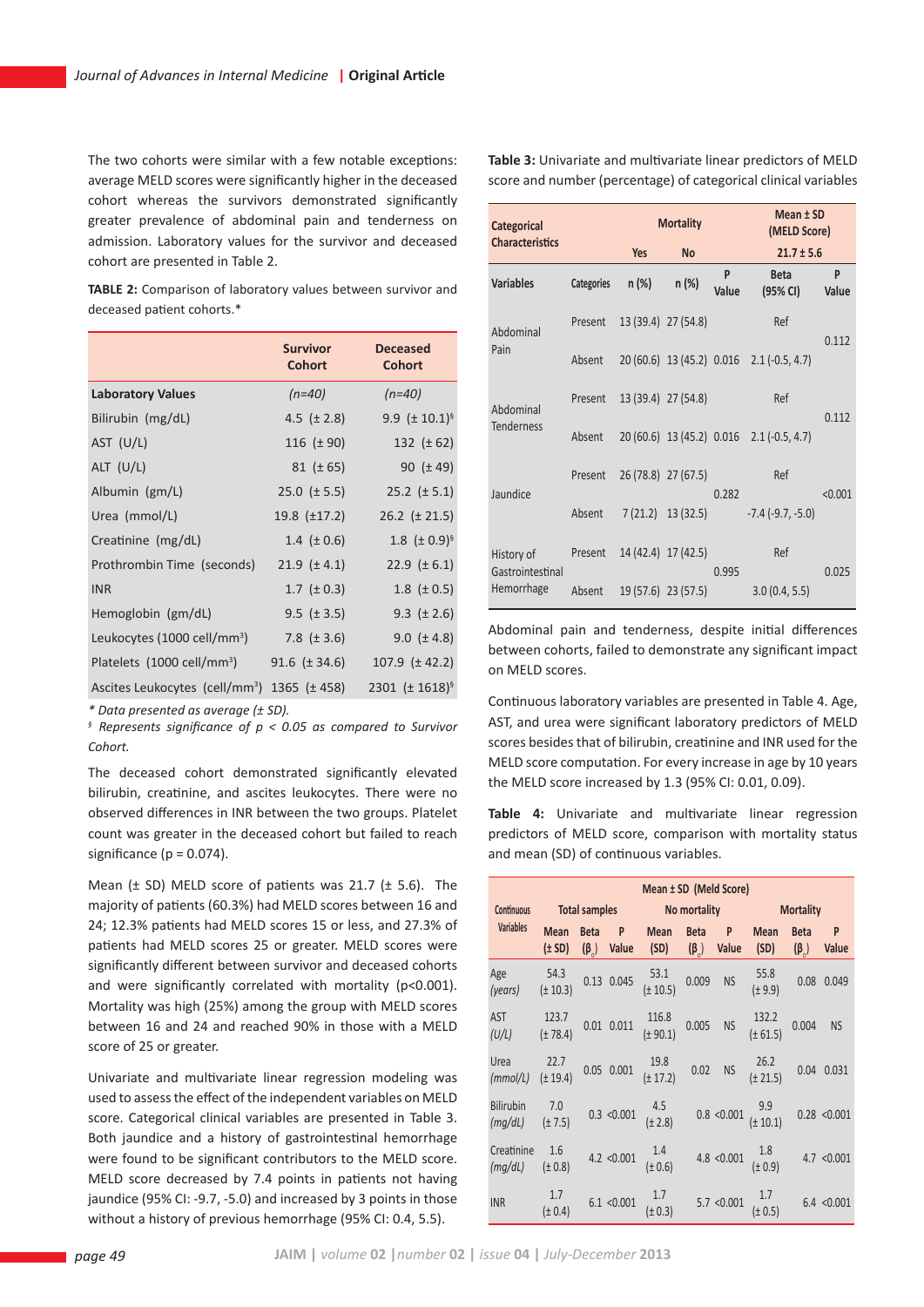The two cohorts were similar with a few notable exceptions: average MELD scores were significantly higher in the deceased cohort whereas the survivors demonstrated significantly greater prevalence of abdominal pain and tenderness on admission. Laboratory values for the survivor and deceased cohort are presented in Table 2.

**TABLE 2:** Comparison of laboratory values between survivor and deceased patient cohorts.*

| | Survivor Cohort | Deceased Cohort |
|---|---|---|
| **Laboratory Values** | *(n=40)* | *(n=40)* |
| Bilirubin (mg/dL) | 4.5 (± 2.8) | 9.9 (± 10.1)§ |
| AST (U/L) | 116 (± 90) | 132 (± 62) |
| ALT (U/L) | 81 (± 65) | 90 (± 49) |
| Albumin (gm/L) | 25.0 (± 5.5) | 25.2 (± 5.1) |
| Urea (mmol/L) | 19.8 (±17.2) | 26.2 (± 21.5) |
| Creatinine (mg/dL) | 1.4 (± 0.6) | 1.8 (± 0.9)§ |
| Prothrombin Time (seconds) | 21.9 (± 4.1) | 22.9 (± 6.1) |
| INR | 1.7 (± 0.3) | 1.8 (± 0.5) |
| Hemoglobin (gm/dL) | 9.5 (± 3.5) | 9.3 (± 2.6) |
| Leukocytes (1000 cell/mm³) | 7.8 (± 3.6) | 9.0 (± 4.8) |
| Platelets (1000 cell/mm³) | 91.6 (± 34.6) | 107.9 (± 42.2) |
| Ascites Leukocytes (cell/mm³) | 1365 (± 458) | 2301 (± 1618)§ |

*\* Data presented as average (± SD).*
*§ Represents significance of p < 0.05 as compared to Survivor Cohort.*

The deceased cohort demonstrated significantly elevated bilirubin, creatinine, and ascites leukocytes. There were no observed differences in INR between the two groups. Platelet count was greater in the deceased cohort but failed to reach significance (p = 0.074).

Mean (± SD) MELD score of patients was 21.7 (± 5.6). The majority of patients (60.3%) had MELD scores between 16 and 24; 12.3% patients had MELD scores 15 or less, and 27.3% of patients had MELD scores 25 or greater. MELD scores were significantly different between survivor and deceased cohorts and were significantly correlated with mortality (p<0.001). Mortality was high (25%) among the group with MELD scores between 16 and 24 and reached 90% in those with a MELD score of 25 or greater.

Univariate and multivariate linear regression modeling was used to assess the effect of the independent variables on MELD score. Categorical clinical variables are presented in Table 3. Both jaundice and a history of gastrointestinal hemorrhage were found to be significant contributors to the MELD score. MELD score decreased by 7.4 points in patients not having jaundice (95% CI: -9.7, -5.0) and increased by 3 points in those without a history of previous hemorrhage (95% CI: 0.4, 5.5).

**Table 3:** Univariate and multivariate linear predictors of MELD score and number (percentage) of categorical clinical variables

| Categorical Characteristics | | Mortality | | | Mean ± SD (MELD Score) | |
|---|---|---|---|---|---|---|
| | | Yes | No | | 21.7 ± 5.6 | |
| **Variables** | **Categories** | **n (%)** | **n (%)** | **P Value** | **Beta (95% CI)** | **P Value** |
| Abdominal Pain | Present | 13 (39.4) | 27 (54.8) | | Ref | 0.112 |
| | Absent | 20 (60.6) | 13 (45.2) | 0.016 | 2.1 (-0.5, 4.7) | |
| Abdominal Tenderness | Present | 13 (39.4) | 27 (54.8) | | Ref | 0.112 |
| | Absent | 20 (60.6) | 13 (45.2) | 0.016 | 2.1 (-0.5, 4.7) | |
| Jaundice | Present | 26 (78.8) | 27 (67.5) | 0.282 | Ref | <0.001 |
| | Absent | 7 (21.2) | 13 (32.5) | | -7.4 (-9.7, -5.0) | |
| History of Gastrointestinal Hemorrhage | Present | 14 (42.4) | 17 (42.5) | 0.995 | Ref | 0.025 |
| | Absent | 19 (57.6) | 23 (57.5) | | 3.0 (0.4, 5.5) | |

Abdominal pain and tenderness, despite initial differences between cohorts, failed to demonstrate any significant impact on MELD scores.

Continuous laboratory variables are presented in Table 4. Age, AST, and urea were significant laboratory predictors of MELD scores besides that of bilirubin, creatinine and INR used for the MELD score computation. For every increase in age by 10 years the MELD score increased by 1.3 (95% CI: 0.01, 0.09).

**Table 4:** Univariate and multivariate linear regression predictors of MELD score, comparison with mortality status and mean (SD) of continuous variables.

| Continuous Variables | Mean ± SD (Meld Score) | | | | | | | | |
|---|---|---|---|---|---|---|---|---|---|
| | Total samples | | | No mortality | | | Mortality | | |
| | Mean (± SD) | Beta ($\beta_0$) | P Value | Mean (SD) | Beta ($\beta_0$) | P Value | Mean (SD) | Beta ($\beta_0$) | P Value |
| Age *(years)* | 54.3 (± 10.3) | 0.13 | 0.045 | 53.1 (± 10.5) | 0.009 | NS | 55.8 (± 9.9) | 0.08 | 0.049 |
| AST *(U/L)* | 123.7 (± 78.4) | 0.01 | 0.011 | 116.8 (± 90.1) | 0.005 | NS | 132.2 (± 61.5) | 0.004 | NS |
| Urea *(mmol/L)* | 22.7 (± 19.4) | 0.05 | 0.001 | 19.8 (± 17.2) | 0.02 | NS | 26.2 (± 21.5) | 0.04 | 0.031 |
| Bilirubin *(mg/dL)* | 7.0 (± 7.5) | 0.3 | <0.001 | 4.5 (± 2.8) | 0.8 | <0.001 | 9.9 (± 10.1) | 0.28 | <0.001 |
| Creatinine *(mg/dL)* | 1.6 (± 0.8) | 4.2 | <0.001 | 1.4 (± 0.6) | 4.8 | <0.001 | 1.8 (± 0.9) | 4.7 | <0.001 |
| INR | 1.7 (± 0.4) | 6.1 | <0.001 | 1.7 (± 0.3) | 5.7 | <0.001 | 1.7 (± 0.5) | 6.4 | <0.001 |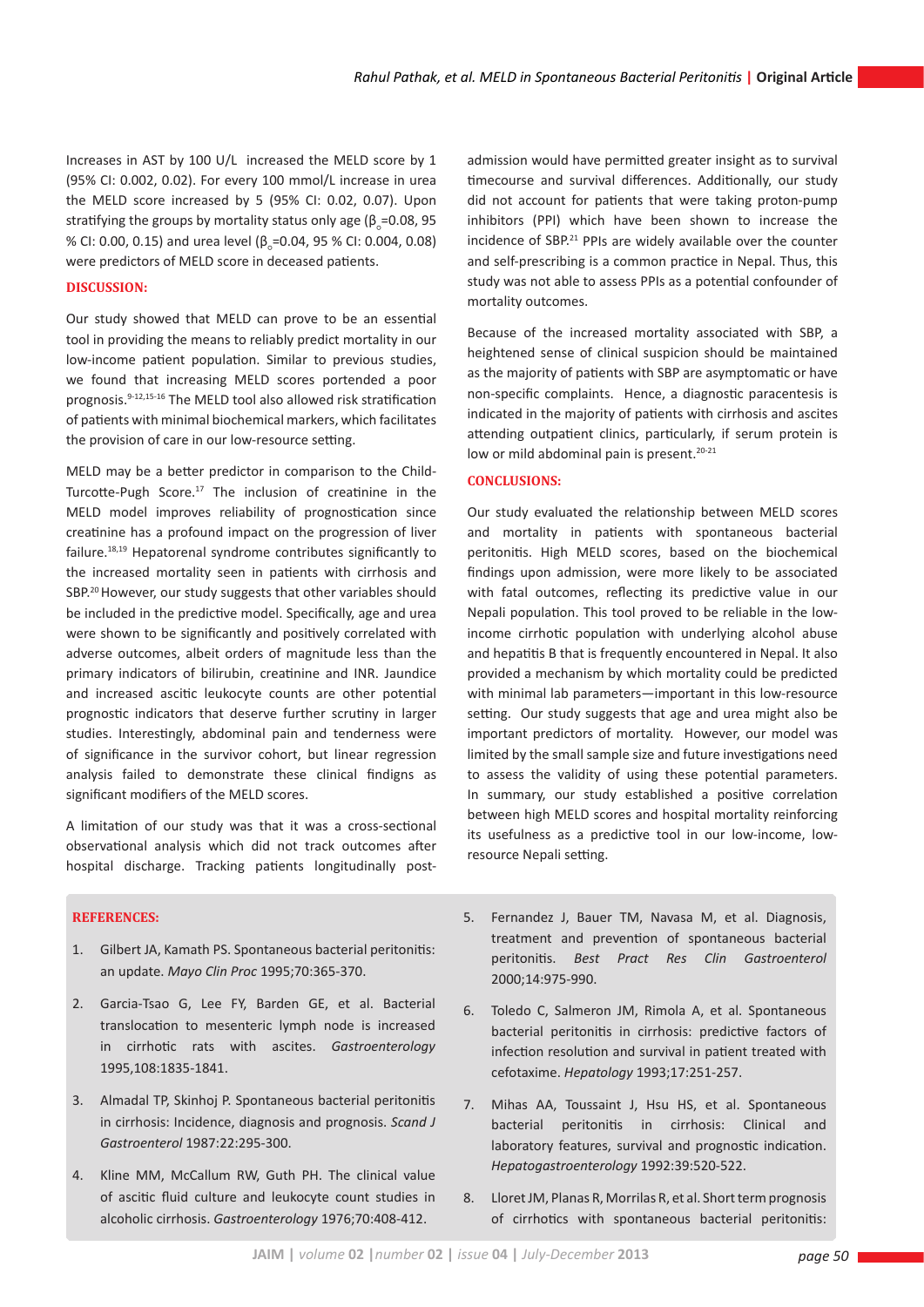Increases in AST by 100 U/L increased the MELD score by 1 (95% CI: 0.002, 0.02). For every 100 mmol/L increase in urea the MELD score increased by 5 (95% CI: 0.02, 0.07). Upon stratifying the groups by mortality status only age ($\beta_o$=0.08, 95 % CI: 0.00, 0.15) and urea level ($\beta_o$=0.04, 95 % CI: 0.004, 0.08) were predictors of MELD score in deceased patients.

## DISCUSSION:

Our study showed that MELD can prove to be an essential tool in providing the means to reliably predict mortality in our low-income patient population. Similar to previous studies, we found that increasing MELD scores portended a poor prognosis.[9-12,15-16] The MELD tool also allowed risk stratification of patients with minimal biochemical markers, which facilitates the provision of care in our low-resource setting.

MELD may be a better predictor in comparison to the Child-Turcotte-Pugh Score.[17] The inclusion of creatinine in the MELD model improves reliability of prognostication since creatinine has a profound impact on the progression of liver failure.[18,19] Hepatorenal syndrome contributes significantly to the increased mortality seen in patients with cirrhosis and SBP.[20] However, our study suggests that other variables should be included in the predictive model. Specifically, age and urea were shown to be significantly and positively correlated with adverse outcomes, albeit orders of magnitude less than the primary indicators of bilirubin, creatinine and INR. Jaundice and increased ascitic leukocyte counts are other potential prognostic indicators that deserve further scrutiny in larger studies. Interestingly, abdominal pain and tenderness were of significance in the survivor cohort, but linear regression analysis failed to demonstrate these clinical findings as significant modifiers of the MELD scores.

A limitation of our study was that it was a cross-sectional observational analysis which did not track outcomes after hospital discharge. Tracking patients longitudinally post-admission would have permitted greater insight as to survival timecourse and survival differences. Additionally, our study did not account for patients that were taking proton-pump inhibitors (PPI) which have been shown to increase the incidence of SBP.[21] PPIs are widely available over the counter and self-prescribing is a common practice in Nepal. Thus, this study was not able to assess PPIs as a potential confounder of mortality outcomes.

Because of the increased mortality associated with SBP, a heightened sense of clinical suspicion should be maintained as the majority of patients with SBP are asymptomatic or have non-specific complaints. Hence, a diagnostic paracentesis is indicated in the majority of patients with cirrhosis and ascites attending outpatient clinics, particularly, if serum protein is low or mild abdominal pain is present.[20-21]

## CONCLUSIONS:

Our study evaluated the relationship between MELD scores and mortality in patients with spontaneous bacterial peritonitis. High MELD scores, based on the biochemical findings upon admission, were more likely to be associated with fatal outcomes, reflecting its predictive value in our Nepali population. This tool proved to be reliable in the low-income cirrhotic population with underlying alcohol abuse and hepatitis B that is frequently encountered in Nepal. It also provided a mechanism by which mortality could be predicted with minimal lab parameters—important in this low-resource setting. Our study suggests that age and urea might also be important predictors of mortality. However, our model was limited by the small sample size and future investigations need to assess the validity of using these potential parameters. In summary, our study established a positive correlation between high MELD scores and hospital mortality reinforcing its usefulness as a predictive tool in our low-income, low-resource Nepali setting.

## REFERENCES:

1. Gilbert JA, Kamath PS. Spontaneous bacterial peritonitis: an update. *Mayo Clin Proc* 1995;70:365-370.
2. Garcia-Tsao G, Lee FY, Barden GE, et al. Bacterial translocation to mesenteric lymph node is increased in cirrhotic rats with ascites. *Gastroenterology* 1995,108:1835-1841.
3. Almadal TP, Skinhoj P. Spontaneous bacterial peritonitis in cirrhosis: Incidence, diagnosis and prognosis. *Scand J Gastroenterol* 1987:22:295-300.
4. Kline MM, McCallum RW, Guth PH. The clinical value of ascitic fluid culture and leukocyte count studies in alcoholic cirrhosis. *Gastroenterology* 1976;70:408-412.
5. Fernandez J, Bauer TM, Navasa M, et al. Diagnosis, treatment and prevention of spontaneous bacterial peritonitis. *Best Pract Res Clin Gastroenterol* 2000;14:975-990.
6. Toledo C, Salmeron JM, Rimola A, et al. Spontaneous bacterial peritonitis in cirrhosis: predictive factors of infection resolution and survival in patient treated with cefotaxime. *Hepatology* 1993;17:251-257.
7. Mihas AA, Toussaint J, Hsu HS, et al. Spontaneous bacterial peritonitis in cirrhosis: Clinical and laboratory features, survival and prognostic indication. *Hepatogastroenterology* 1992:39:520-522.
8. Lloret JM, Planas R, Morrilas R, et al. Short term prognosis of cirrhotics with spontaneous bacterial peritonitis: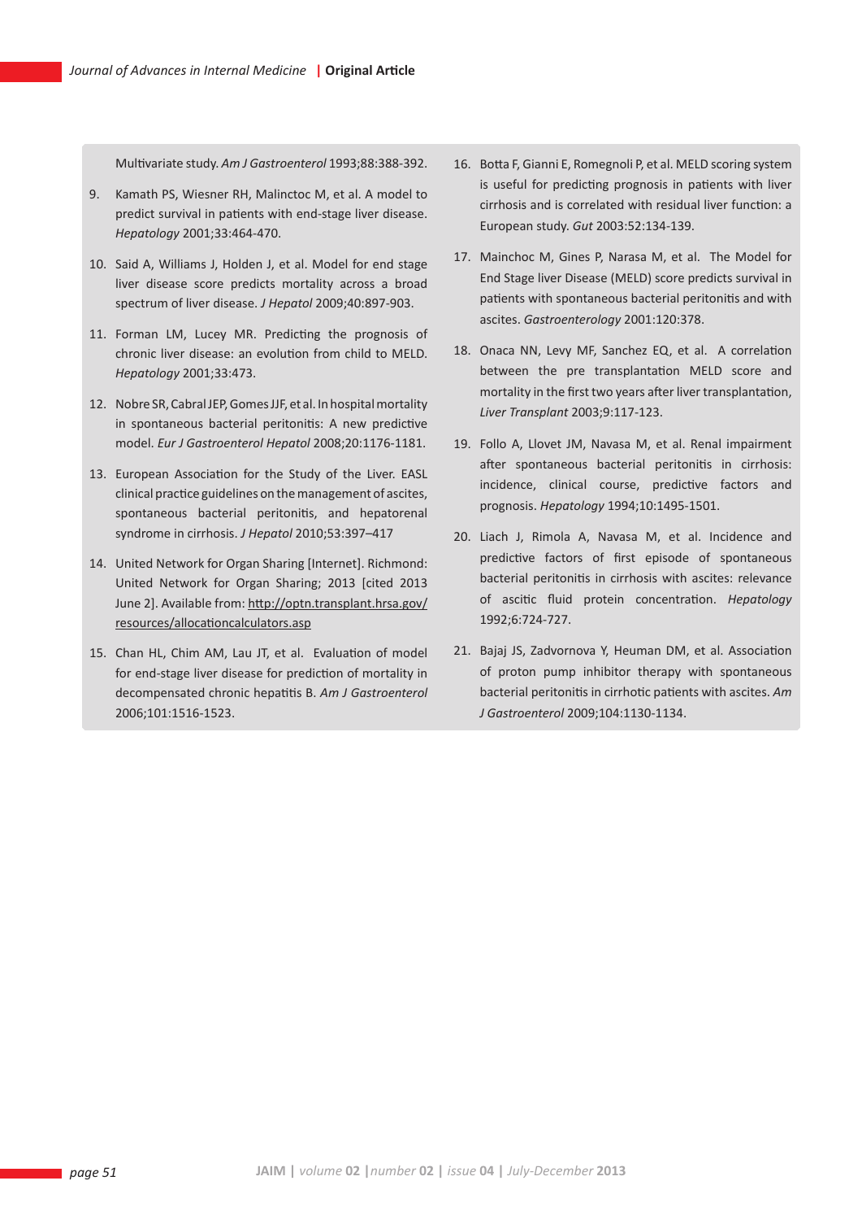Multivariate study. *Am J Gastroenterol* 1993;88:388-392.

9. Kamath PS, Wiesner RH, Malinctoc M, et al. A model to predict survival in patients with end-stage liver disease. *Hepatology* 2001;33:464-470.

10. Said A, Williams J, Holden J, et al. Model for end stage liver disease score predicts mortality across a broad spectrum of liver disease. *J Hepatol* 2009;40:897-903.

11. Forman LM, Lucey MR. Predicting the prognosis of chronic liver disease: an evolution from child to MELD. *Hepatology* 2001;33:473.

12. Nobre SR, Cabral JEP, Gomes JJF, et al. In hospital mortality in spontaneous bacterial peritonitis: A new predictive model. *Eur J Gastroenterol Hepatol* 2008;20:1176-1181.

13. European Association for the Study of the Liver. EASL clinical practice guidelines on the management of ascites, spontaneous bacterial peritonitis, and hepatorenal syndrome in cirrhosis. *J Hepatol* 2010;53:397–417

14. United Network for Organ Sharing [Internet]. Richmond: United Network for Organ Sharing; 2013 [cited 2013 June 2]. Available from: http://optn.transplant.hrsa.gov/resources/allocationcalculators.asp

15. Chan HL, Chim AM, Lau JT, et al. Evaluation of model for end-stage liver disease for prediction of mortality in decompensated chronic hepatitis B. *Am J Gastroenterol* 2006;101:1516-1523.

16. Botta F, Gianni E, Romegnoli P, et al. MELD scoring system is useful for predicting prognosis in patients with liver cirrhosis and is correlated with residual liver function: a European study. *Gut* 2003:52:134-139.

17. Mainchoc M, Gines P, Narasa M, et al. The Model for End Stage liver Disease (MELD) score predicts survival in patients with spontaneous bacterial peritonitis and with ascites. *Gastroenterology* 2001:120:378.

18. Onaca NN, Levy MF, Sanchez EQ, et al. A correlation between the pre transplantation MELD score and mortality in the first two years after liver transplantation, *Liver Transplant* 2003;9:117-123.

19. Follo A, Llovet JM, Navasa M, et al. Renal impairment after spontaneous bacterial peritonitis in cirrhosis: incidence, clinical course, predictive factors and prognosis. *Hepatology* 1994;10:1495-1501.

20. Liach J, Rimola A, Navasa M, et al. Incidence and predictive factors of first episode of spontaneous bacterial peritonitis in cirrhosis with ascites: relevance of ascitic fluid protein concentration. *Hepatology* 1992;6:724-727.

21. Bajaj JS, Zadvornova Y, Heuman DM, et al. Association of proton pump inhibitor therapy with spontaneous bacterial peritonitis in cirrhotic patients with ascites. *Am J Gastroenterol* 2009;104:1130-1134.